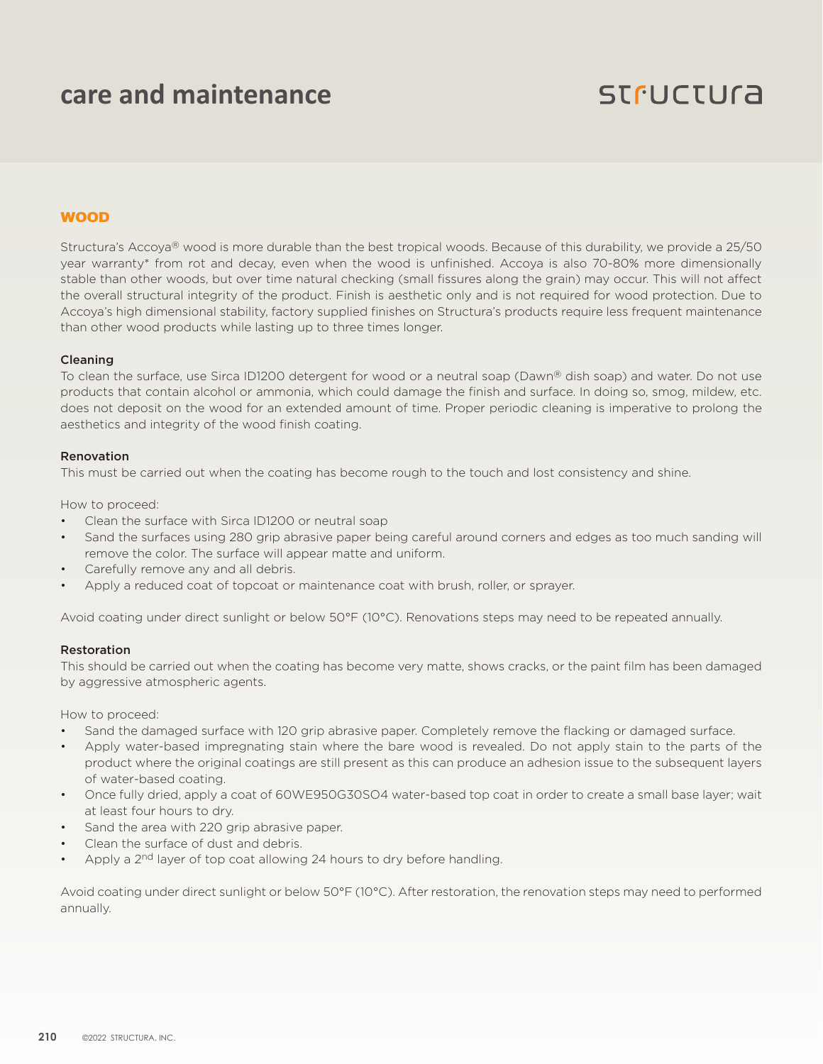# care and maintenance

## WOOD

Structura's Accoya® wood is more durable than the best tropical woods. Because of this durability, we provide a 25/50 year warranty* from rot and decay, even when the wood is unfinished. Accoya is also 70-80% more dimensionally stable than other woods, but over time natural checking (small fissures along the grain) may occur. This will not affect the overall structural integrity of the product. Finish is aesthetic only and is not required for wood protection. Due to Accoya's high dimensional stability, factory supplied finishes on Structura's products require less frequent maintenance than other wood products while lasting up to three times longer.

### Cleaning

To clean the surface, use Sirca ID1200 detergent for wood or a neutral soap (Dawn® dish soap) and water. Do not use products that contain alcohol or ammonia, which could damage the finish and surface. In doing so, smog, mildew, etc. does not deposit on the wood for an extended amount of time. Proper periodic cleaning is imperative to prolong the aesthetics and integrity of the wood finish coating.

### Renovation

This must be carried out when the coating has become rough to the touch and lost consistency and shine.

How to proceed:

- Clean the surface with Sirca ID1200 or neutral soap
- Sand the surfaces using 280 grip abrasive paper being careful around corners and edges as too much sanding will remove the color. The surface will appear matte and uniform.
- Carefully remove any and all debris.
- Apply a reduced coat of topcoat or maintenance coat with brush, roller, or sprayer.

Avoid coating under direct sunlight or below 50°F (10°C). Renovations steps may need to be repeated annually.

### Restoration

This should be carried out when the coating has become very matte, shows cracks, or the paint film has been damaged by aggressive atmospheric agents.

How to proceed:

- Sand the damaged surface with 120 grip abrasive paper. Completely remove the flacking or damaged surface.
- Apply water-based impregnating stain where the bare wood is revealed. Do not apply stain to the parts of the product where the original coatings are still present as this can produce an adhesion issue to the subsequent layers of water-based coating.
- Once fully dried, apply a coat of 60WE950G30SO4 water-based top coat in order to create a small base layer; wait at least four hours to dry.
- Sand the area with 220 grip abrasive paper.
- Clean the surface of dust and debris.
- Apply a 2nd layer of top coat allowing 24 hours to dry before handling.

Avoid coating under direct sunlight or below 50°F (10°C). After restoration, the renovation steps may need to performed annually.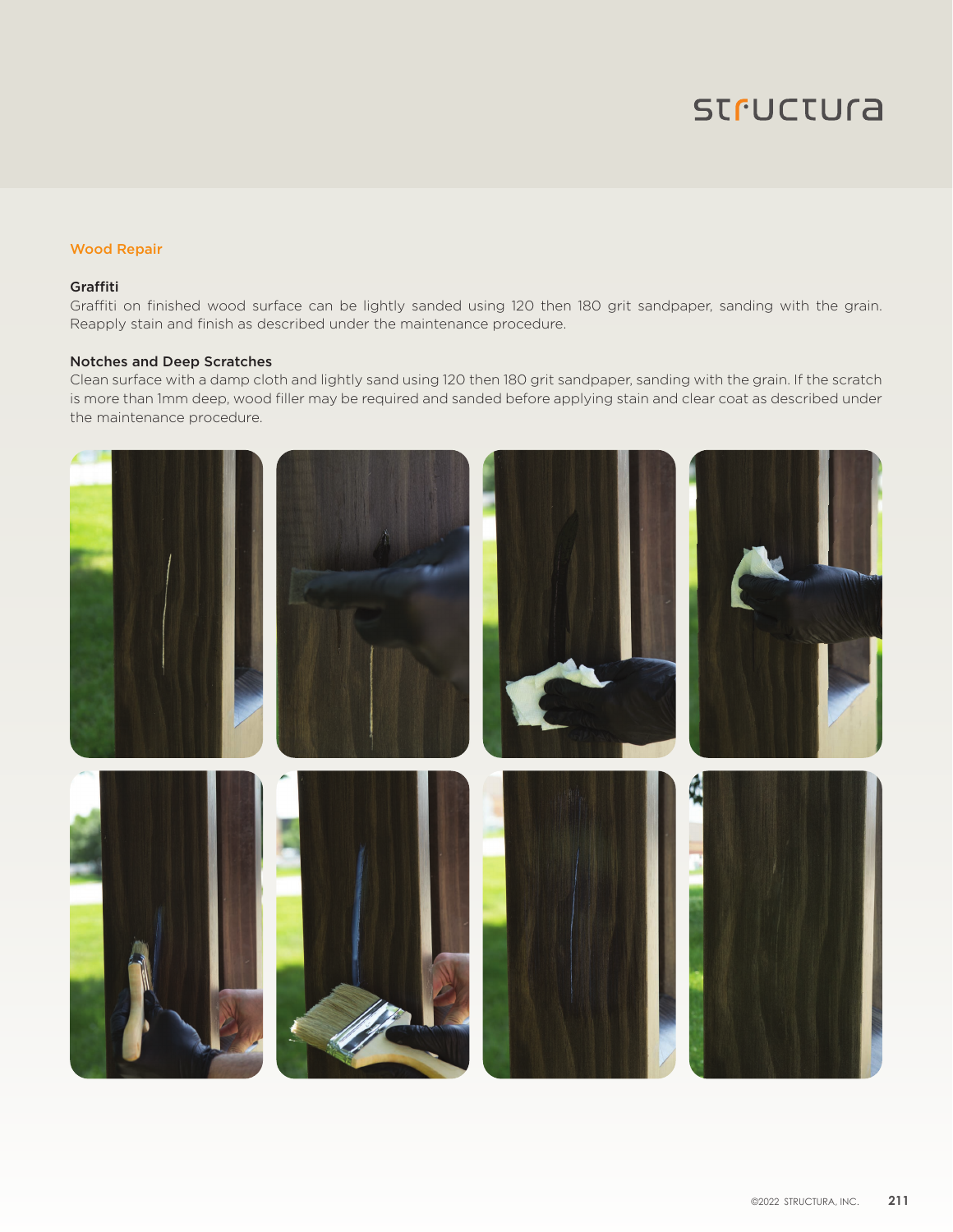## Wood Repair

### Graffiti

Graffiti on finished wood surface can be lightly sanded using 120 then 180 grit sandpaper, sanding with the grain. Reapply stain and finish as described under the maintenance procedure.

### Notches and Deep Scratches

Clean surface with a damp cloth and lightly sand using 120 then 180 grit sandpaper, sanding with the grain. If the scratch is more than 1mm deep, wood filler may be required and sanded before applying stain and clear coat as described under the maintenance procedure.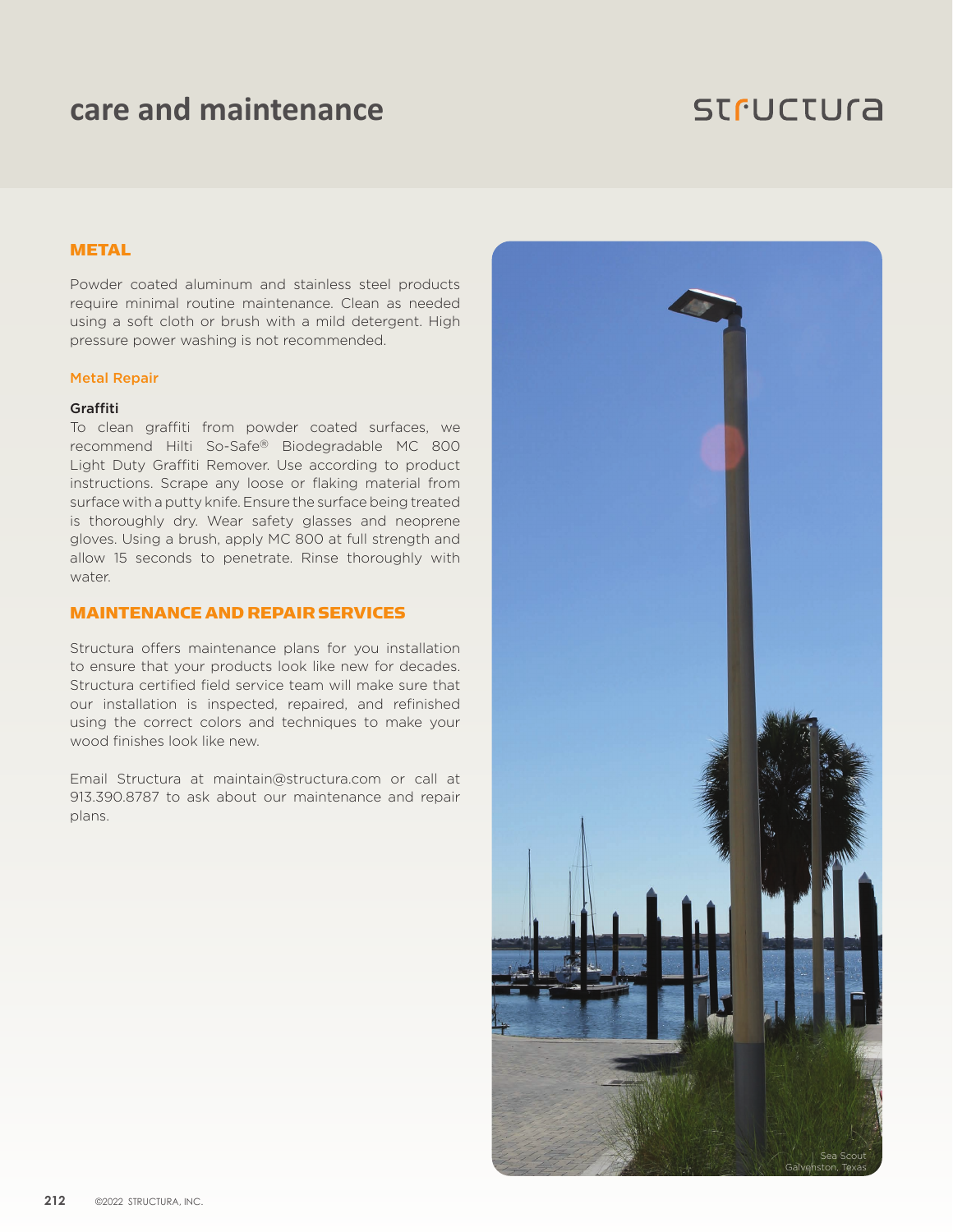# care and maintenance

## METAL

Powder coated aluminum and stainless steel products require minimal routine maintenance. Clean as needed using a soft cloth or brush with a mild detergent. High pressure power washing is not recommended.

### Metal Repair

**Graffiti**

To clean graffiti from powder coated surfaces, we recommend Hilti So-Safe® Biodegradable MC 800 Light Duty Graffiti Remover. Use according to product instructions. Scrape any loose or flaking material from surface with a putty knife. Ensure the surface being treated is thoroughly dry. Wear safety glasses and neoprene gloves. Using a brush, apply MC 800 at full strength and allow 15 seconds to penetrate. Rinse thoroughly with water.

## MAINTENANCE AND REPAIR SERVICES

Structura offers maintenance plans for you installation to ensure that your products look like new for decades. Structura certified field service team will make sure that our installation is inspected, repaired, and refinished using the correct colors and techniques to make your wood finishes look like new.

Email Structura at maintain@structura.com or call at 913.390.8787 to ask about our maintenance and repair plans.

Sea Scout
Galveston, Texas